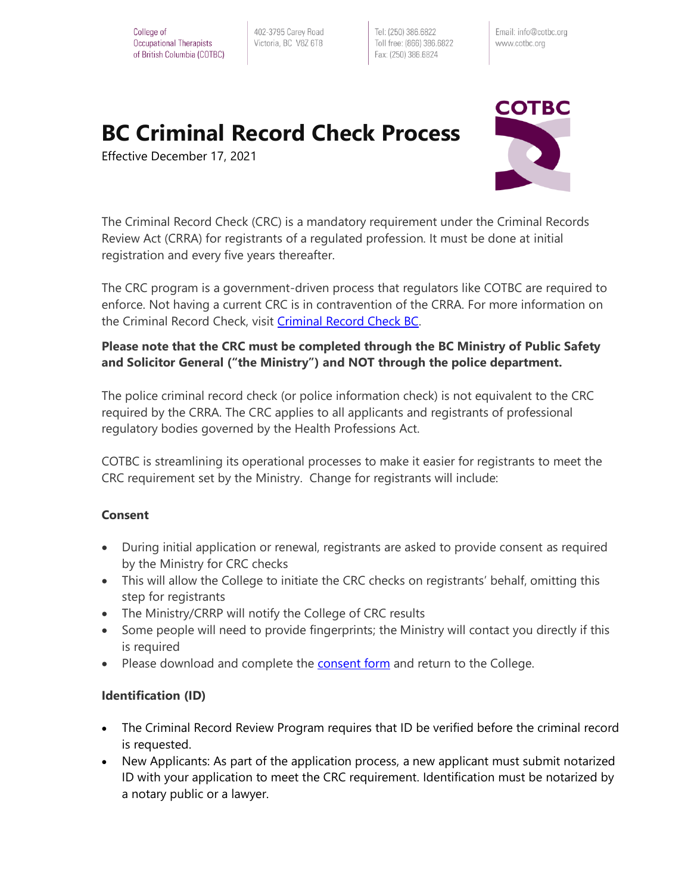College of Occupational Therapists of British Columbia (COTBC) | 402-3795 Carey Road Victoria, BC V8Z 6T8 | Tel: (250) 386.6822 Toll free: (866) 386.6822 Fax: (250) 386.6824 | Email: info@cotbc.org www.cotbc.org

# BC Criminal Record Check Process

Effective December 17, 2021

The Criminal Record Check (CRC) is a mandatory requirement under the Criminal Records Review Act (CRRA) for registrants of a regulated profession. It must be done at initial registration and every five years thereafter.

The CRC program is a government-driven process that regulators like COTBC are required to enforce. Not having a current CRC is in contravention of the CRRA. For more information on the Criminal Record Check, visit [Criminal Record Check BC].

**Please note that the CRC must be completed through the BC Ministry of Public Safety and Solicitor General ("the Ministry") and NOT through the police department.**

The police criminal record check (or police information check) is not equivalent to the CRC required by the CRRA. The CRC applies to all applicants and registrants of professional regulatory bodies governed by the Health Professions Act.

COTBC is streamlining its operational processes to make it easier for registrants to meet the CRC requirement set by the Ministry. Change for registrants will include:

### Consent

- During initial application or renewal, registrants are asked to provide consent as required by the Ministry for CRC checks
- This will allow the College to initiate the CRC checks on registrants' behalf, omitting this step for registrants
- The Ministry/CRRP will notify the College of CRC results
- Some people will need to provide fingerprints; the Ministry will contact you directly if this is required
- Please download and complete the [consent form] and return to the College.

### Identification (ID)

- The Criminal Record Review Program requires that ID be verified before the criminal record is requested.
- New Applicants: As part of the application process, a new applicant must submit notarized ID with your application to meet the CRC requirement. Identification must be notarized by a notary public or a lawyer.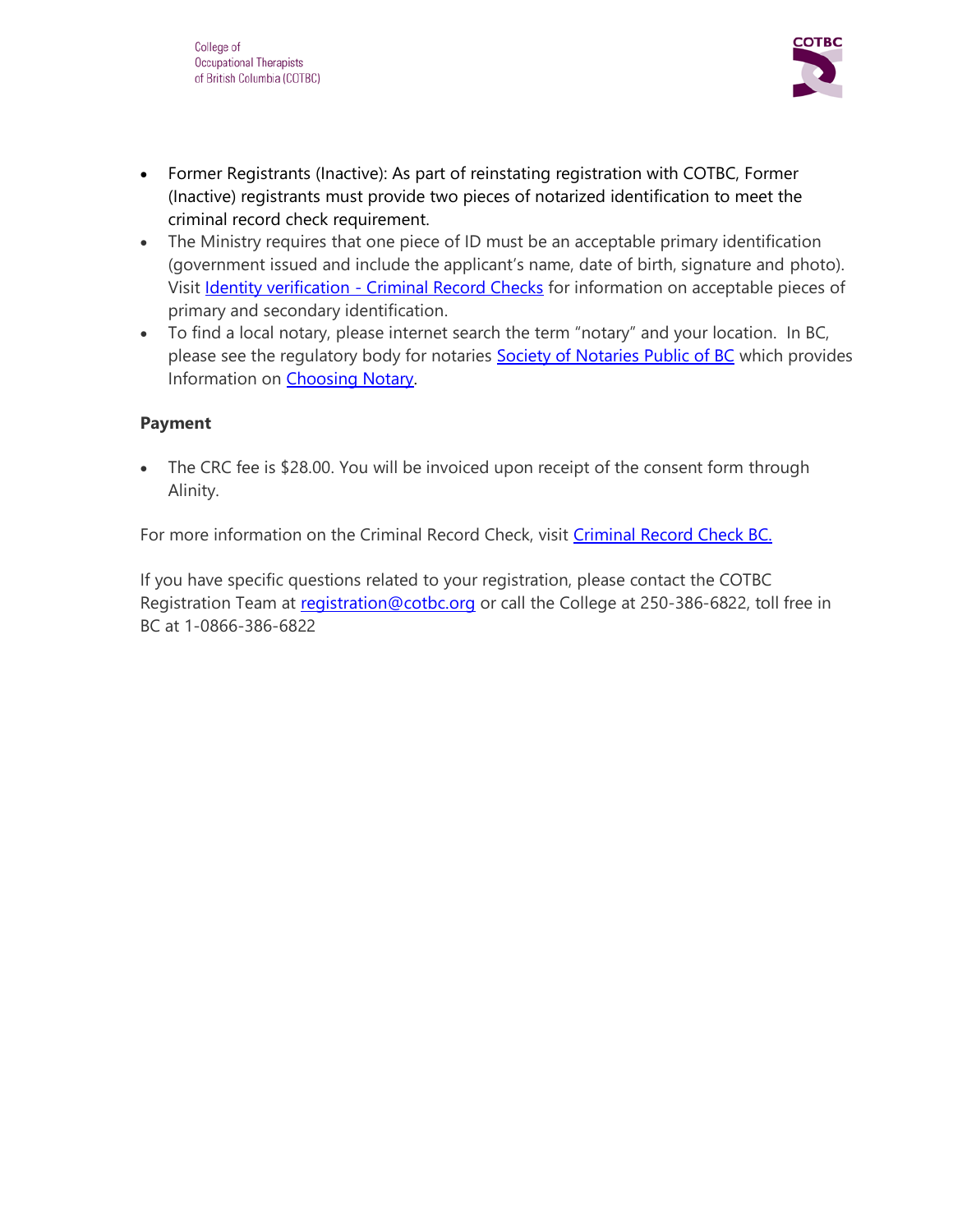- Former Registrants (Inactive): As part of reinstating registration with COTBC, Former (Inactive) registrants must provide two pieces of notarized identification to meet the criminal record check requirement.
- The Ministry requires that one piece of ID must be an acceptable primary identification (government issued and include the applicant's name, date of birth, signature and photo). Visit Identity verification - Criminal Record Checks for information on acceptable pieces of primary and secondary identification.
- To find a local notary, please internet search the term "notary" and your location. In BC, please see the regulatory body for notaries Society of Notaries Public of BC which provides Information on Choosing Notary.

**Payment**

- The CRC fee is $28.00. You will be invoiced upon receipt of the consent form through Alinity.

For more information on the Criminal Record Check, visit Criminal Record Check BC.

If you have specific questions related to your registration, please contact the COTBC Registration Team at registration@cotbc.org or call the College at 250-386-6822, toll free in BC at 1-0866-386-6822